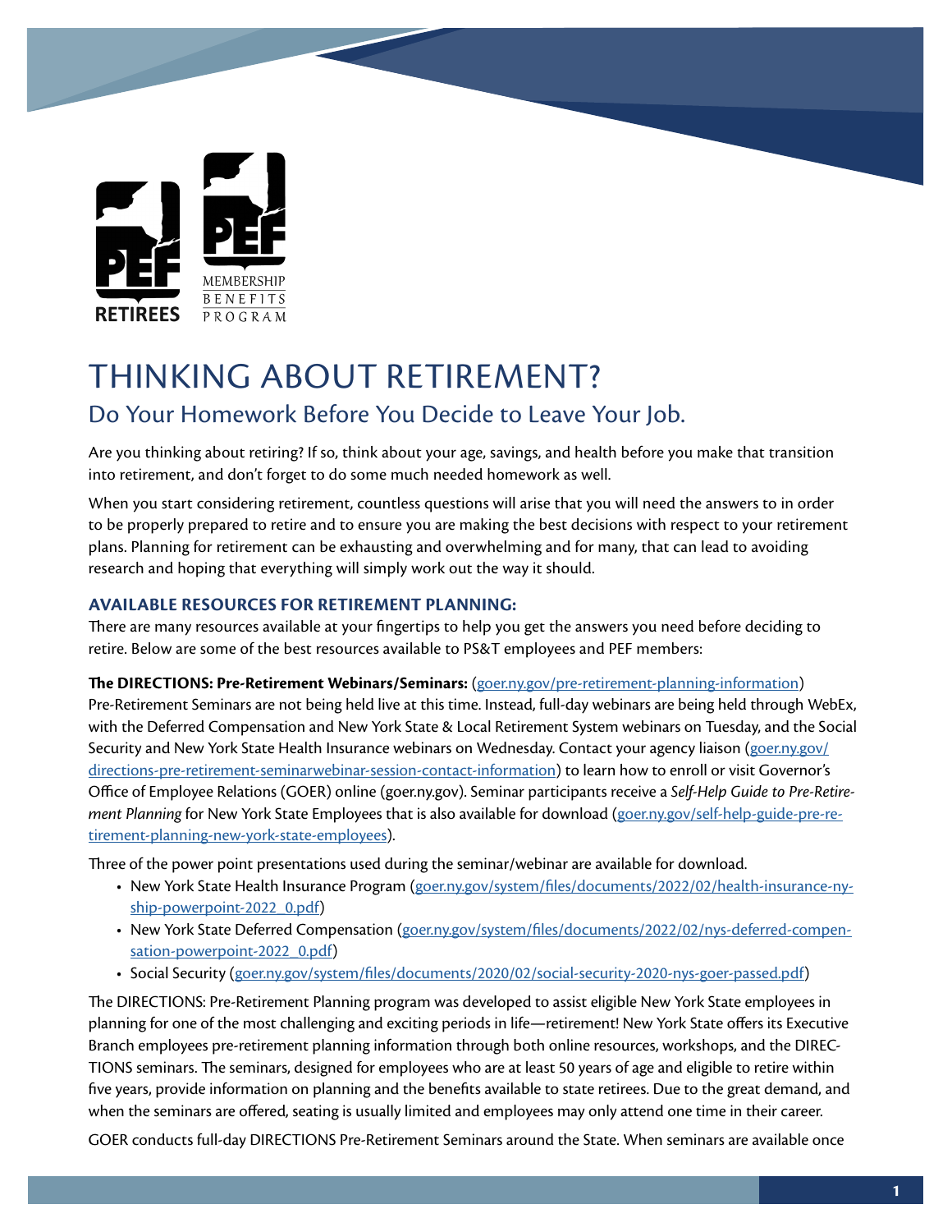# THINKING ABOUT RETIREMENT?

## Do Your Homework Before You Decide to Leave Your Job.

Are you thinking about retiring? If so, think about your age, savings, and health before you make that transition into retirement, and don't forget to do some much needed homework as well.

When you start considering retirement, countless questions will arise that you will need the answers to in order to be properly prepared to retire and to ensure you are making the best decisions with respect to your retirement plans. Planning for retirement can be exhausting and overwhelming and for many, that can lead to avoiding research and hoping that everything will simply work out the way it should.

### AVAILABLE RESOURCES FOR RETIREMENT PLANNING:

There are many resources available at your fingertips to help you get the answers you need before deciding to retire. Below are some of the best resources available to PS&T employees and PEF members:

**The DIRECTIONS: Pre-Retirement Webinars/Seminars:** (goer.ny.gov/pre-retirement-planning-information) Pre-Retirement Seminars are not being held live at this time. Instead, full-day webinars are being held through WebEx, with the Deferred Compensation and New York State & Local Retirement System webinars on Tuesday, and the Social Security and New York State Health Insurance webinars on Wednesday. Contact your agency liaison (goer.ny.gov/directions-pre-retirement-seminarwebinar-session-contact-information) to learn how to enroll or visit Governor's Office of Employee Relations (GOER) online (goer.ny.gov). Seminar participants receive a *Self-Help Guide to Pre-Retirement Planning* for New York State Employees that is also available for download (goer.ny.gov/self-help-guide-pre-retirement-planning-new-york-state-employees).

Three of the power point presentations used during the seminar/webinar are available for download.

- New York State Health Insurance Program (goer.ny.gov/system/files/documents/2022/02/health-insurance-nyship-powerpoint-2022_0.pdf)
- New York State Deferred Compensation (goer.ny.gov/system/files/documents/2022/02/nys-deferred-compensation-powerpoint-2022_0.pdf)
- Social Security (goer.ny.gov/system/files/documents/2020/02/social-security-2020-nys-goer-passed.pdf)

The DIRECTIONS: Pre-Retirement Planning program was developed to assist eligible New York State employees in planning for one of the most challenging and exciting periods in life—retirement! New York State offers its Executive Branch employees pre-retirement planning information through both online resources, workshops, and the DIRECTIONS seminars. The seminars, designed for employees who are at least 50 years of age and eligible to retire within five years, provide information on planning and the benefits available to state retirees. Due to the great demand, and when the seminars are offered, seating is usually limited and employees may only attend one time in their career.

GOER conducts full-day DIRECTIONS Pre-Retirement Seminars around the State. When seminars are available once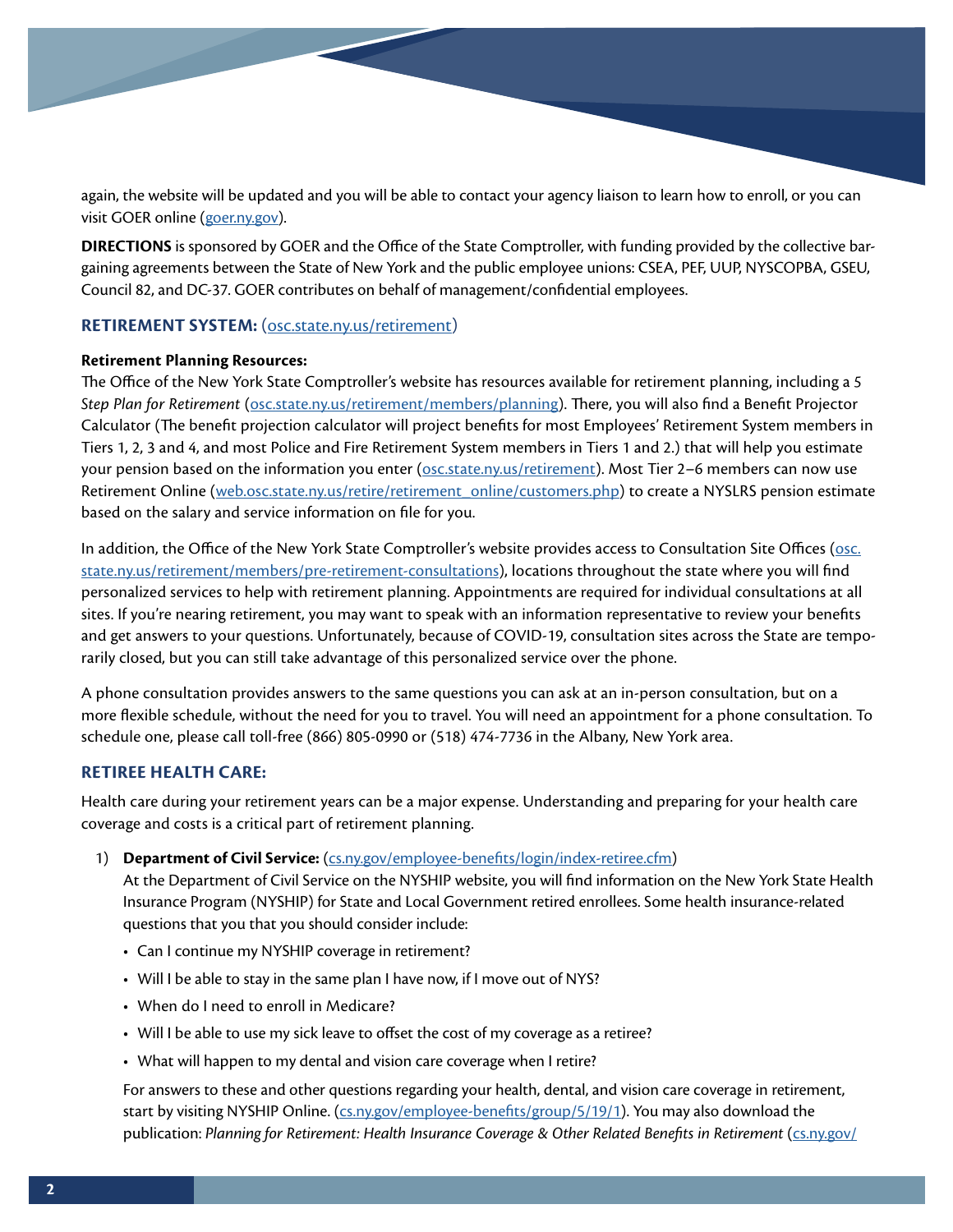again, the website will be updated and you will be able to contact your agency liaison to learn how to enroll, or you can visit GOER online (goer.ny.gov).

**DIRECTIONS** is sponsored by GOER and the Office of the State Comptroller, with funding provided by the collective bargaining agreements between the State of New York and the public employee unions: CSEA, PEF, UUP, NYSCOPBA, GSEU, Council 82, and DC-37. GOER contributes on behalf of management/confidential employees.

## RETIREMENT SYSTEM: (osc.state.ny.us/retirement)

**Retirement Planning Resources:**

The Office of the New York State Comptroller's website has resources available for retirement planning, including a *5 Step Plan for Retirement* (osc.state.ny.us/retirement/members/planning). There, you will also find a Benefit Projector Calculator (The benefit projection calculator will project benefits for most Employees' Retirement System members in Tiers 1, 2, 3 and 4, and most Police and Fire Retirement System members in Tiers 1 and 2.) that will help you estimate your pension based on the information you enter (osc.state.ny.us/retirement). Most Tier 2–6 members can now use Retirement Online (web.osc.state.ny.us/retire/retirement_online/customers.php) to create a NYSLRS pension estimate based on the salary and service information on file for you.

In addition, the Office of the New York State Comptroller's website provides access to Consultation Site Offices (osc.state.ny.us/retirement/members/pre-retirement-consultations), locations throughout the state where you will find personalized services to help with retirement planning. Appointments are required for individual consultations at all sites. If you're nearing retirement, you may want to speak with an information representative to review your benefits and get answers to your questions. Unfortunately, because of COVID-19, consultation sites across the State are temporarily closed, but you can still take advantage of this personalized service over the phone.

A phone consultation provides answers to the same questions you can ask at an in-person consultation, but on a more flexible schedule, without the need for you to travel. You will need an appointment for a phone consultation. To schedule one, please call toll-free (866) 805-0990 or (518) 474-7736 in the Albany, New York area.

## RETIREE HEALTH CARE:

Health care during your retirement years can be a major expense. Understanding and preparing for your health care coverage and costs is a critical part of retirement planning.

1) **Department of Civil Service:** (cs.ny.gov/employee-benefits/login/index-retiree.cfm)

   At the Department of Civil Service on the NYSHIP website, you will find information on the New York State Health Insurance Program (NYSHIP) for State and Local Government retired enrollees. Some health insurance-related questions that you that you should consider include:

   - Can I continue my NYSHIP coverage in retirement?
   - Will I be able to stay in the same plan I have now, if I move out of NYS?
   - When do I need to enroll in Medicare?
   - Will I be able to use my sick leave to offset the cost of my coverage as a retiree?
   - What will happen to my dental and vision care coverage when I retire?

   For answers to these and other questions regarding your health, dental, and vision care coverage in retirement, start by visiting NYSHIP Online. (cs.ny.gov/employee-benefits/group/5/19/1). You may also download the publication: *Planning for Retirement: Health Insurance Coverage & Other Related Benefits in Retirement* (cs.ny.gov/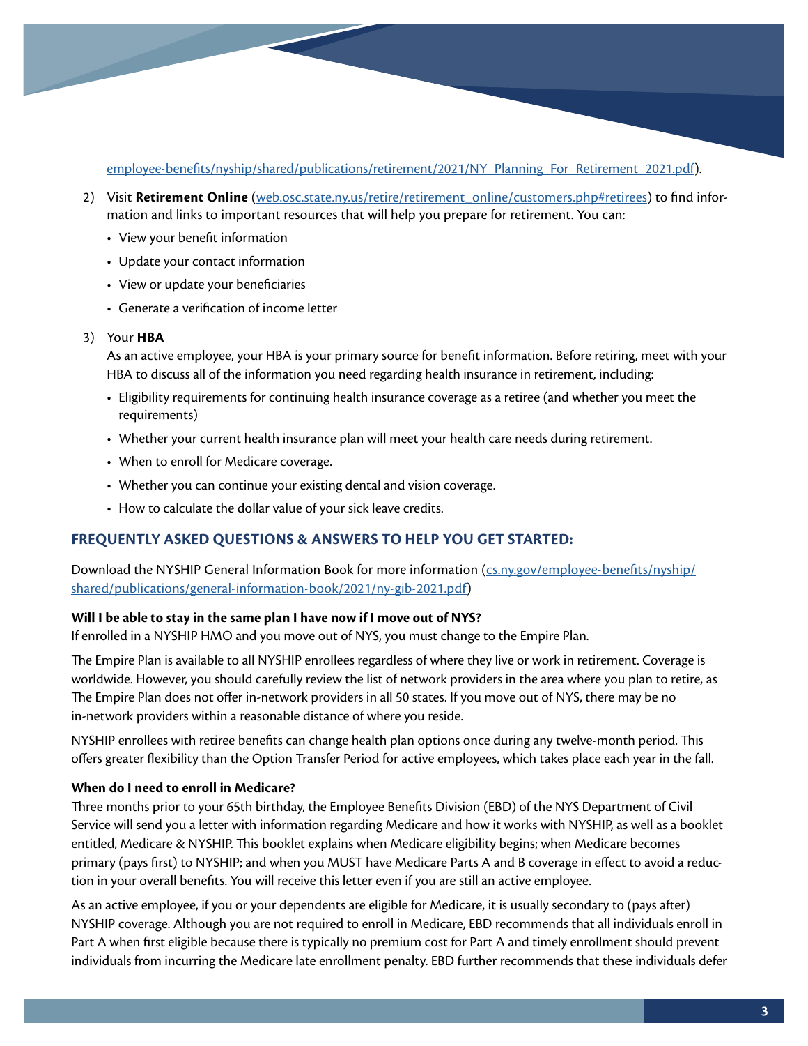[employee-benefits/nyship/shared/publications/retirement/2021/NY_Planning_For_Retirement_2021.pdf](employee-benefits/nyship/shared/publications/retirement/2021/NY_Planning_For_Retirement_2021.pdf)).

2) Visit **Retirement Online** ([web.osc.state.ny.us/retire/retirement_online/customers.php#retirees](web.osc.state.ny.us/retire/retirement_online/customers.php#retirees)) to find information and links to important resources that will help you prepare for retirement. You can:
   - View your benefit information
   - Update your contact information
   - View or update your beneficiaries
   - Generate a verification of income letter

3) Your **HBA**

   As an active employee, your HBA is your primary source for benefit information. Before retiring, meet with your HBA to discuss all of the information you need regarding health insurance in retirement, including:
   - Eligibility requirements for continuing health insurance coverage as a retiree (and whether you meet the requirements)
   - Whether your current health insurance plan will meet your health care needs during retirement.
   - When to enroll for Medicare coverage.
   - Whether you can continue your existing dental and vision coverage.
   - How to calculate the dollar value of your sick leave credits.

## FREQUENTLY ASKED QUESTIONS & ANSWERS TO HELP YOU GET STARTED:

Download the NYSHIP General Information Book for more information ([cs.ny.gov/employee-benefits/nyship/shared/publications/general-information-book/2021/ny-gib-2021.pdf](cs.ny.gov/employee-benefits/nyship/shared/publications/general-information-book/2021/ny-gib-2021.pdf))

**Will I be able to stay in the same plan I have now if I move out of NYS?**

If enrolled in a NYSHIP HMO and you move out of NYS, you must change to the Empire Plan.

The Empire Plan is available to all NYSHIP enrollees regardless of where they live or work in retirement. Coverage is worldwide. However, you should carefully review the list of network providers in the area where you plan to retire, as The Empire Plan does not offer in-network providers in all 50 states. If you move out of NYS, there may be no in-network providers within a reasonable distance of where you reside.

NYSHIP enrollees with retiree benefits can change health plan options once during any twelve-month period. This offers greater flexibility than the Option Transfer Period for active employees, which takes place each year in the fall.

**When do I need to enroll in Medicare?**

Three months prior to your 65th birthday, the Employee Benefits Division (EBD) of the NYS Department of Civil Service will send you a letter with information regarding Medicare and how it works with NYSHIP, as well as a booklet entitled, Medicare & NYSHIP. This booklet explains when Medicare eligibility begins; when Medicare becomes primary (pays first) to NYSHIP; and when you MUST have Medicare Parts A and B coverage in effect to avoid a reduction in your overall benefits. You will receive this letter even if you are still an active employee.

As an active employee, if you or your dependents are eligible for Medicare, it is usually secondary to (pays after) NYSHIP coverage. Although you are not required to enroll in Medicare, EBD recommends that all individuals enroll in Part A when first eligible because there is typically no premium cost for Part A and timely enrollment should prevent individuals from incurring the Medicare late enrollment penalty. EBD further recommends that these individuals defer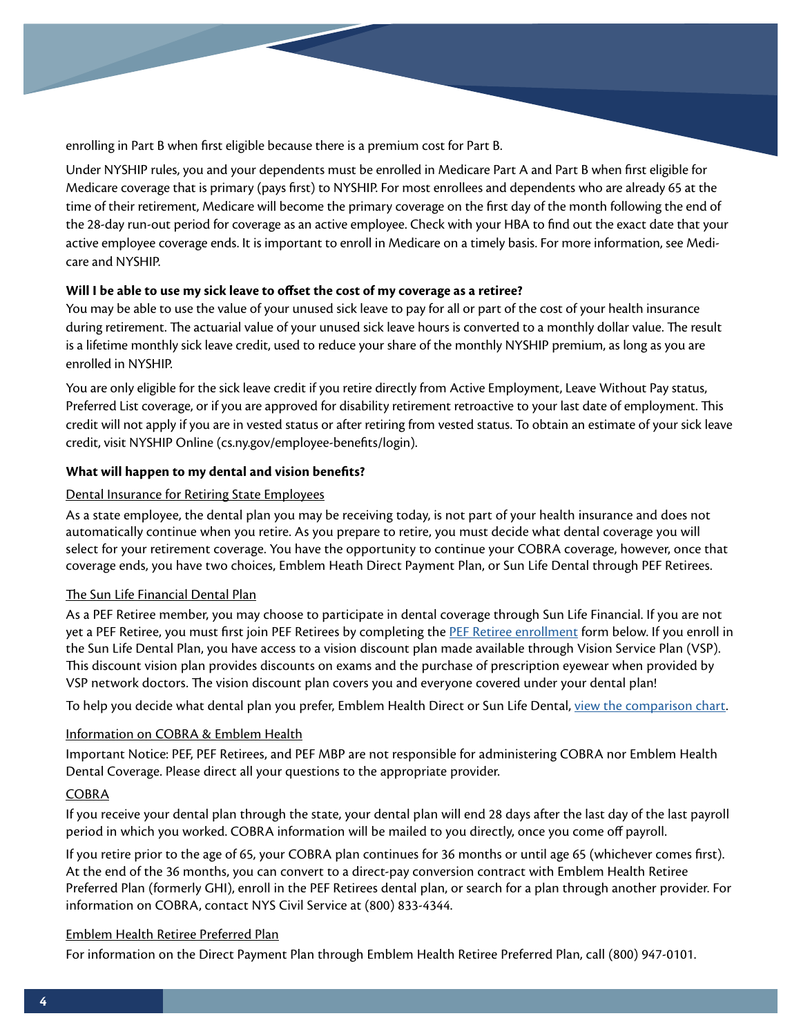enrolling in Part B when first eligible because there is a premium cost for Part B.

Under NYSHIP rules, you and your dependents must be enrolled in Medicare Part A and Part B when first eligible for Medicare coverage that is primary (pays first) to NYSHIP. For most enrollees and dependents who are already 65 at the time of their retirement, Medicare will become the primary coverage on the first day of the month following the end of the 28-day run-out period for coverage as an active employee. Check with your HBA to find out the exact date that your active employee coverage ends. It is important to enroll in Medicare on a timely basis. For more information, see Medicare and NYSHIP.

**Will I be able to use my sick leave to offset the cost of my coverage as a retiree?**

You may be able to use the value of your unused sick leave to pay for all or part of the cost of your health insurance during retirement. The actuarial value of your unused sick leave hours is converted to a monthly dollar value. The result is a lifetime monthly sick leave credit, used to reduce your share of the monthly NYSHIP premium, as long as you are enrolled in NYSHIP.

You are only eligible for the sick leave credit if you retire directly from Active Employment, Leave Without Pay status, Preferred List coverage, or if you are approved for disability retirement retroactive to your last date of employment. This credit will not apply if you are in vested status or after retiring from vested status. To obtain an estimate of your sick leave credit, visit NYSHIP Online (cs.ny.gov/employee-benefits/login).

**What will happen to my dental and vision benefits?**

Dental Insurance for Retiring State Employees

As a state employee, the dental plan you may be receiving today, is not part of your health insurance and does not automatically continue when you retire. As you prepare to retire, you must decide what dental coverage you will select for your retirement coverage. You have the opportunity to continue your COBRA coverage, however, once that coverage ends, you have two choices, Emblem Heath Direct Payment Plan, or Sun Life Dental through PEF Retirees.

The Sun Life Financial Dental Plan

As a PEF Retiree member, you may choose to participate in dental coverage through Sun Life Financial. If you are not yet a PEF Retiree, you must first join PEF Retirees by completing the PEF Retiree enrollment form below. If you enroll in the Sun Life Dental Plan, you have access to a vision discount plan made available through Vision Service Plan (VSP). This discount vision plan provides discounts on exams and the purchase of prescription eyewear when provided by VSP network doctors. The vision discount plan covers you and everyone covered under your dental plan!

To help you decide what dental plan you prefer, Emblem Health Direct or Sun Life Dental, view the comparison chart.

Information on COBRA & Emblem Health

Important Notice: PEF, PEF Retirees, and PEF MBP are not responsible for administering COBRA nor Emblem Health Dental Coverage. Please direct all your questions to the appropriate provider.

COBRA

If you receive your dental plan through the state, your dental plan will end 28 days after the last day of the last payroll period in which you worked. COBRA information will be mailed to you directly, once you come off payroll.

If you retire prior to the age of 65, your COBRA plan continues for 36 months or until age 65 (whichever comes first). At the end of the 36 months, you can convert to a direct-pay conversion contract with Emblem Health Retiree Preferred Plan (formerly GHI), enroll in the PEF Retirees dental plan, or search for a plan through another provider. For information on COBRA, contact NYS Civil Service at (800) 833-4344.

Emblem Health Retiree Preferred Plan

For information on the Direct Payment Plan through Emblem Health Retiree Preferred Plan, call (800) 947-0101.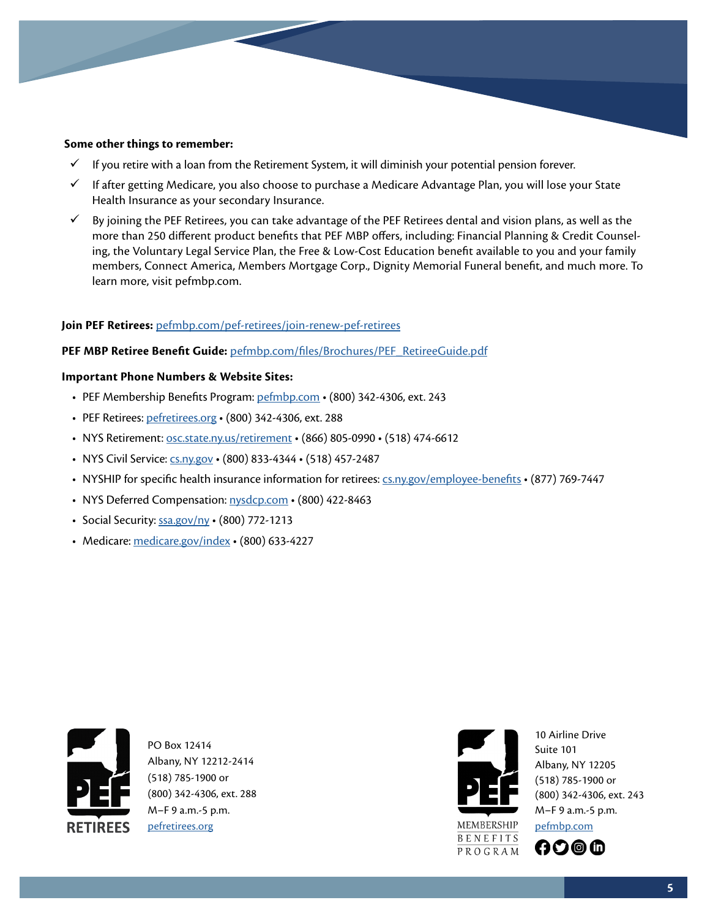**Some other things to remember:**

- ✓ If you retire with a loan from the Retirement System, it will diminish your potential pension forever.
- ✓ If after getting Medicare, you also choose to purchase a Medicare Advantage Plan, you will lose your State Health Insurance as your secondary Insurance.
- ✓ By joining the PEF Retirees, you can take advantage of the PEF Retirees dental and vision plans, as well as the more than 250 different product benefits that PEF MBP offers, including: Financial Planning & Credit Counseling, the Voluntary Legal Service Plan, the Free & Low-Cost Education benefit available to you and your family members, Connect America, Members Mortgage Corp., Dignity Memorial Funeral benefit, and much more. To learn more, visit pefmbp.com.

**Join PEF Retirees:** pefmbp.com/pef-retirees/join-renew-pef-retirees

**PEF MBP Retiree Benefit Guide:** pefmbp.com/files/Brochures/PEF_RetireeGuide.pdf

**Important Phone Numbers & Website Sites:**

- PEF Membership Benefits Program: pefmbp.com • (800) 342-4306, ext. 243
- PEF Retirees: pefretirees.org • (800) 342-4306, ext. 288
- NYS Retirement: osc.state.ny.us/retirement • (866) 805-0990 • (518) 474-6612
- NYS Civil Service: cs.ny.gov • (800) 833-4344 • (518) 457-2487
- NYSHIP for specific health insurance information for retirees: cs.ny.gov/employee-benefits • (877) 769-7447
- NYS Deferred Compensation: nysdcp.com • (800) 422-8463
- Social Security: ssa.gov/ny • (800) 772-1213
- Medicare: medicare.gov/index • (800) 633-4227

PEF RETIREES

PO Box 12414
Albany, NY 12212-2414
(518) 785-1900 or
(800) 342-4306, ext. 288
M–F 9 a.m.-5 p.m.
pefretirees.org

PEF MEMBERSHIP BENEFITS PROGRAM

10 Airline Drive
Suite 101
Albany, NY 12205
(518) 785-1900 or
(800) 342-4306, ext. 243
M–F 9 a.m.-5 p.m.
pefmbp.com